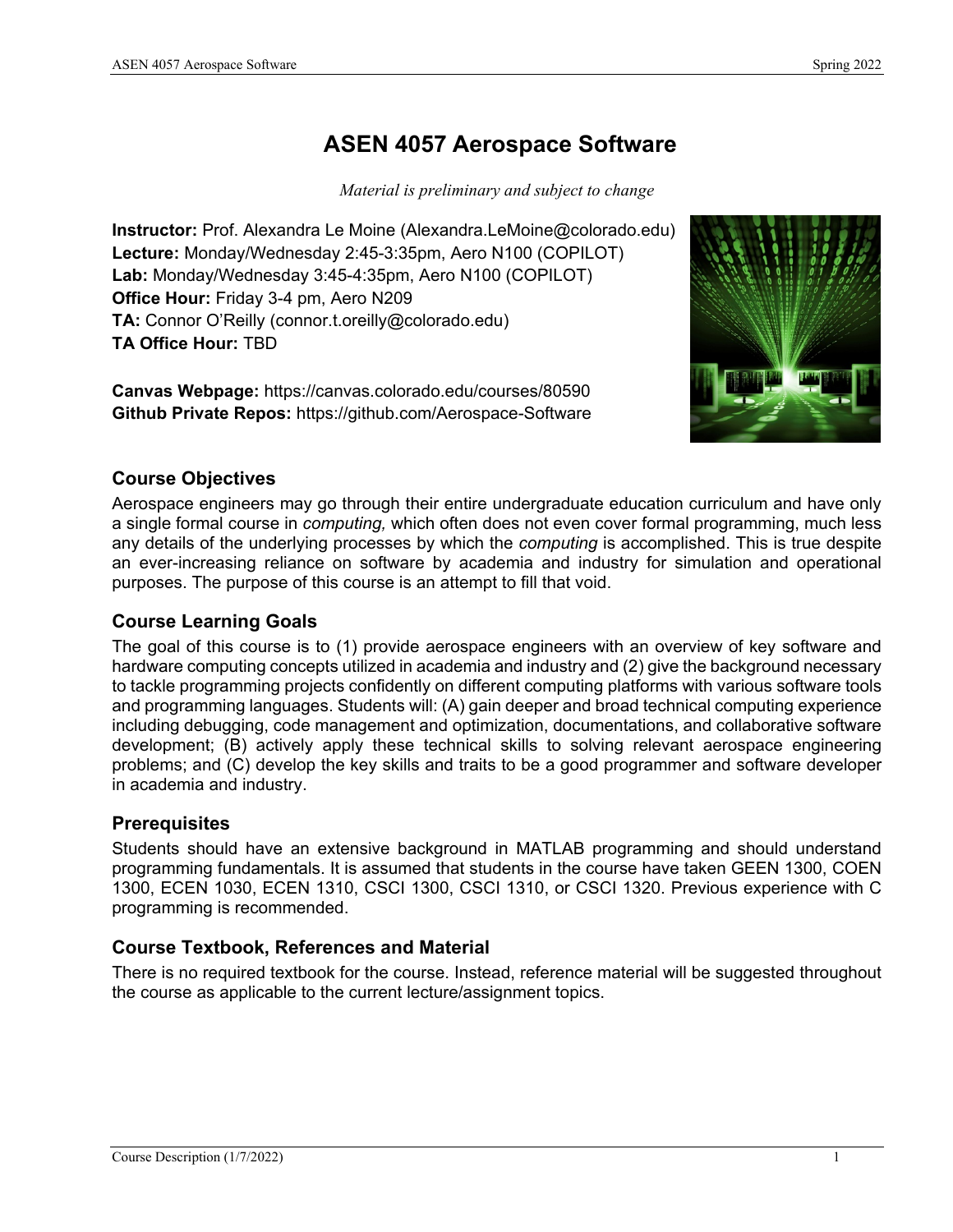# ASEN 4057 Aerospace Software

*Material is preliminary and subject to change*

**Instructor:** Prof. Alexandra Le Moine (Alexandra.LeMoine@colorado.edu)
**Lecture:** Monday/Wednesday 2:45-3:35pm, Aero N100 (COPILOT)
**Lab:** Monday/Wednesday 3:45-4:35pm, Aero N100 (COPILOT)
**Office Hour:** Friday 3-4 pm, Aero N209
**TA:** Connor O'Reilly (connor.t.oreilly@colorado.edu)
**TA Office Hour:** TBD

**Canvas Webpage:** https://canvas.colorado.edu/courses/80590
**Github Private Repos:** https://github.com/Aerospace-Software

## Course Objectives

Aerospace engineers may go through their entire undergraduate education curriculum and have only a single formal course in *computing,* which often does not even cover formal programming, much less any details of the underlying processes by which the *computing* is accomplished. This is true despite an ever-increasing reliance on software by academia and industry for simulation and operational purposes. The purpose of this course is an attempt to fill that void.

## Course Learning Goals

The goal of this course is to (1) provide aerospace engineers with an overview of key software and hardware computing concepts utilized in academia and industry and (2) give the background necessary to tackle programming projects confidently on different computing platforms with various software tools and programming languages. Students will: (A) gain deeper and broad technical computing experience including debugging, code management and optimization, documentations, and collaborative software development; (B) actively apply these technical skills to solving relevant aerospace engineering problems; and (C) develop the key skills and traits to be a good programmer and software developer in academia and industry.

## Prerequisites

Students should have an extensive background in MATLAB programming and should understand programming fundamentals. It is assumed that students in the course have taken GEEN 1300, COEN 1300, ECEN 1030, ECEN 1310, CSCI 1300, CSCI 1310, or CSCI 1320. Previous experience with C programming is recommended.

## Course Textbook, References and Material

There is no required textbook for the course. Instead, reference material will be suggested throughout the course as applicable to the current lecture/assignment topics.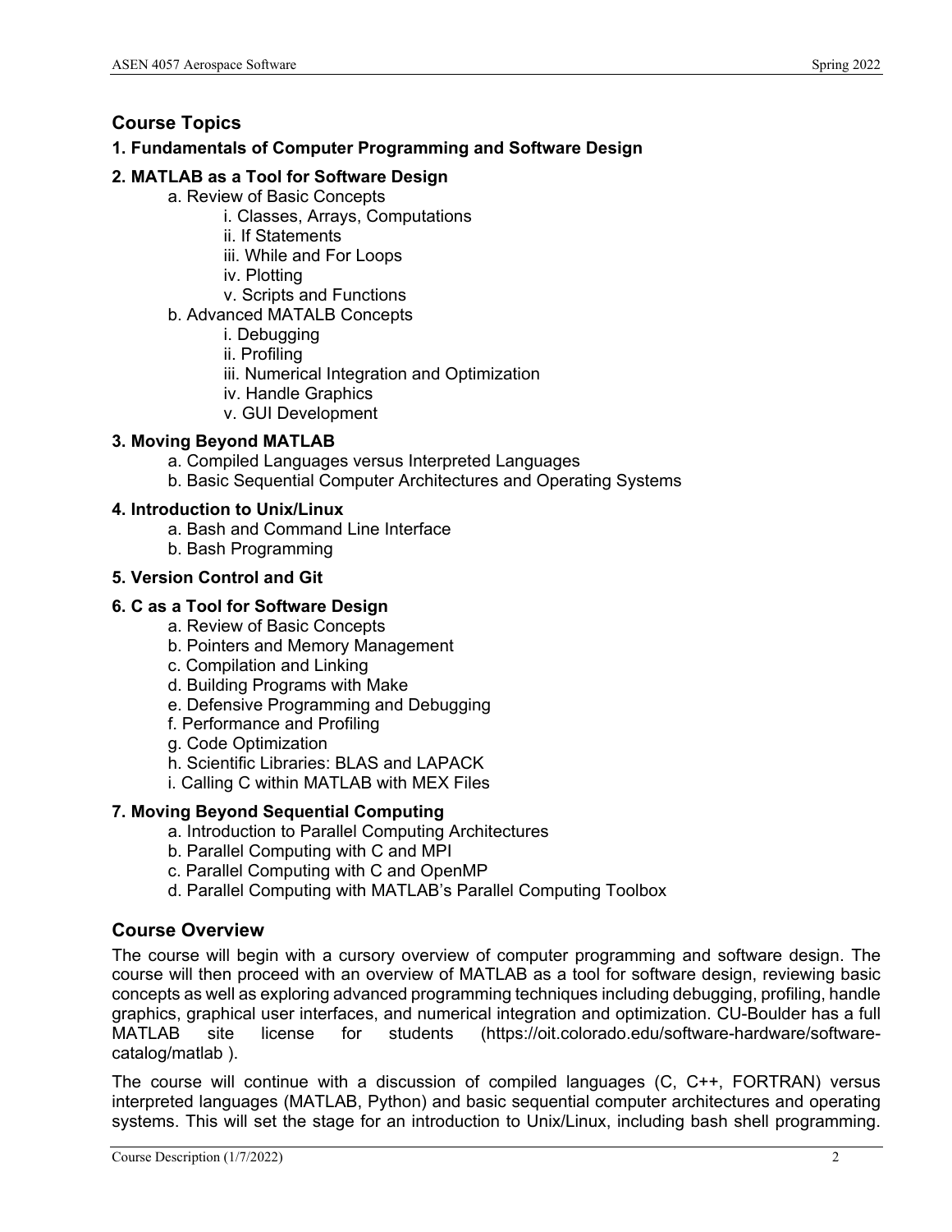## Course Topics

### 1. Fundamentals of Computer Programming and Software Design

### 2. MATLAB as a Tool for Software Design

- a. Review of Basic Concepts
  - i. Classes, Arrays, Computations
  - ii. If Statements
  - iii. While and For Loops
  - iv. Plotting
  - v. Scripts and Functions
- b. Advanced MATALB Concepts
  - i. Debugging
  - ii. Profiling
  - iii. Numerical Integration and Optimization
  - iv. Handle Graphics
  - v. GUI Development

### 3. Moving Beyond MATLAB

- a. Compiled Languages versus Interpreted Languages
- b. Basic Sequential Computer Architectures and Operating Systems

### 4. Introduction to Unix/Linux

- a. Bash and Command Line Interface
- b. Bash Programming

### 5. Version Control and Git

### 6. C as a Tool for Software Design

- a. Review of Basic Concepts
- b. Pointers and Memory Management
- c. Compilation and Linking
- d. Building Programs with Make
- e. Defensive Programming and Debugging
- f. Performance and Profiling
- g. Code Optimization
- h. Scientific Libraries: BLAS and LAPACK
- i. Calling C within MATLAB with MEX Files

### 7. Moving Beyond Sequential Computing

- a. Introduction to Parallel Computing Architectures
- b. Parallel Computing with C and MPI
- c. Parallel Computing with C and OpenMP
- d. Parallel Computing with MATLAB's Parallel Computing Toolbox

## Course Overview

The course will begin with a cursory overview of computer programming and software design. The course will then proceed with an overview of MATLAB as a tool for software design, reviewing basic concepts as well as exploring advanced programming techniques including debugging, profiling, handle graphics, graphical user interfaces, and numerical integration and optimization. CU-Boulder has a full MATLAB site license for students (https://oit.colorado.edu/software-hardware/software-catalog/matlab ).

The course will continue with a discussion of compiled languages (C, C++, FORTRAN) versus interpreted languages (MATLAB, Python) and basic sequential computer architectures and operating systems. This will set the stage for an introduction to Unix/Linux, including bash shell programming.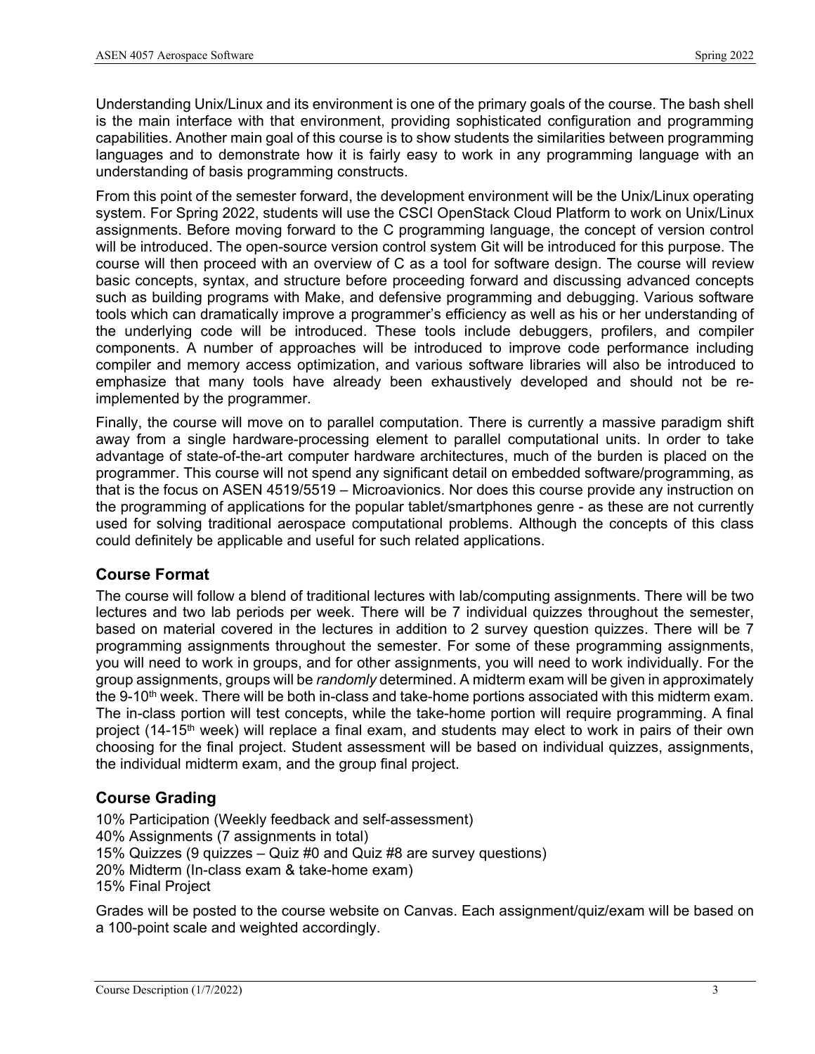Understanding Unix/Linux and its environment is one of the primary goals of the course. The bash shell is the main interface with that environment, providing sophisticated configuration and programming capabilities. Another main goal of this course is to show students the similarities between programming languages and to demonstrate how it is fairly easy to work in any programming language with an understanding of basis programming constructs.

From this point of the semester forward, the development environment will be the Unix/Linux operating system. For Spring 2022, students will use the CSCI OpenStack Cloud Platform to work on Unix/Linux assignments. Before moving forward to the C programming language, the concept of version control will be introduced. The open-source version control system Git will be introduced for this purpose. The course will then proceed with an overview of C as a tool for software design. The course will review basic concepts, syntax, and structure before proceeding forward and discussing advanced concepts such as building programs with Make, and defensive programming and debugging. Various software tools which can dramatically improve a programmer's efficiency as well as his or her understanding of the underlying code will be introduced. These tools include debuggers, profilers, and compiler components. A number of approaches will be introduced to improve code performance including compiler and memory access optimization, and various software libraries will also be introduced to emphasize that many tools have already been exhaustively developed and should not be re-implemented by the programmer.

Finally, the course will move on to parallel computation. There is currently a massive paradigm shift away from a single hardware-processing element to parallel computational units. In order to take advantage of state-of-the-art computer hardware architectures, much of the burden is placed on the programmer. This course will not spend any significant detail on embedded software/programming, as that is the focus on ASEN 4519/5519 – Microavionics. Nor does this course provide any instruction on the programming of applications for the popular tablet/smartphones genre - as these are not currently used for solving traditional aerospace computational problems. Although the concepts of this class could definitely be applicable and useful for such related applications.

## Course Format

The course will follow a blend of traditional lectures with lab/computing assignments. There will be two lectures and two lab periods per week. There will be 7 individual quizzes throughout the semester, based on material covered in the lectures in addition to 2 survey question quizzes. There will be 7 programming assignments throughout the semester. For some of these programming assignments, you will need to work in groups, and for other assignments, you will need to work individually. For the group assignments, groups will be *randomly* determined. A midterm exam will be given in approximately the 9-10th week. There will be both in-class and take-home portions associated with this midterm exam. The in-class portion will test concepts, while the take-home portion will require programming. A final project (14-15th week) will replace a final exam, and students may elect to work in pairs of their own choosing for the final project. Student assessment will be based on individual quizzes, assignments, the individual midterm exam, and the group final project.

## Course Grading

10% Participation (Weekly feedback and self-assessment)
40% Assignments (7 assignments in total)
15% Quizzes (9 quizzes – Quiz #0 and Quiz #8 are survey questions)
20% Midterm (In-class exam & take-home exam)
15% Final Project

Grades will be posted to the course website on Canvas. Each assignment/quiz/exam will be based on a 100-point scale and weighted accordingly.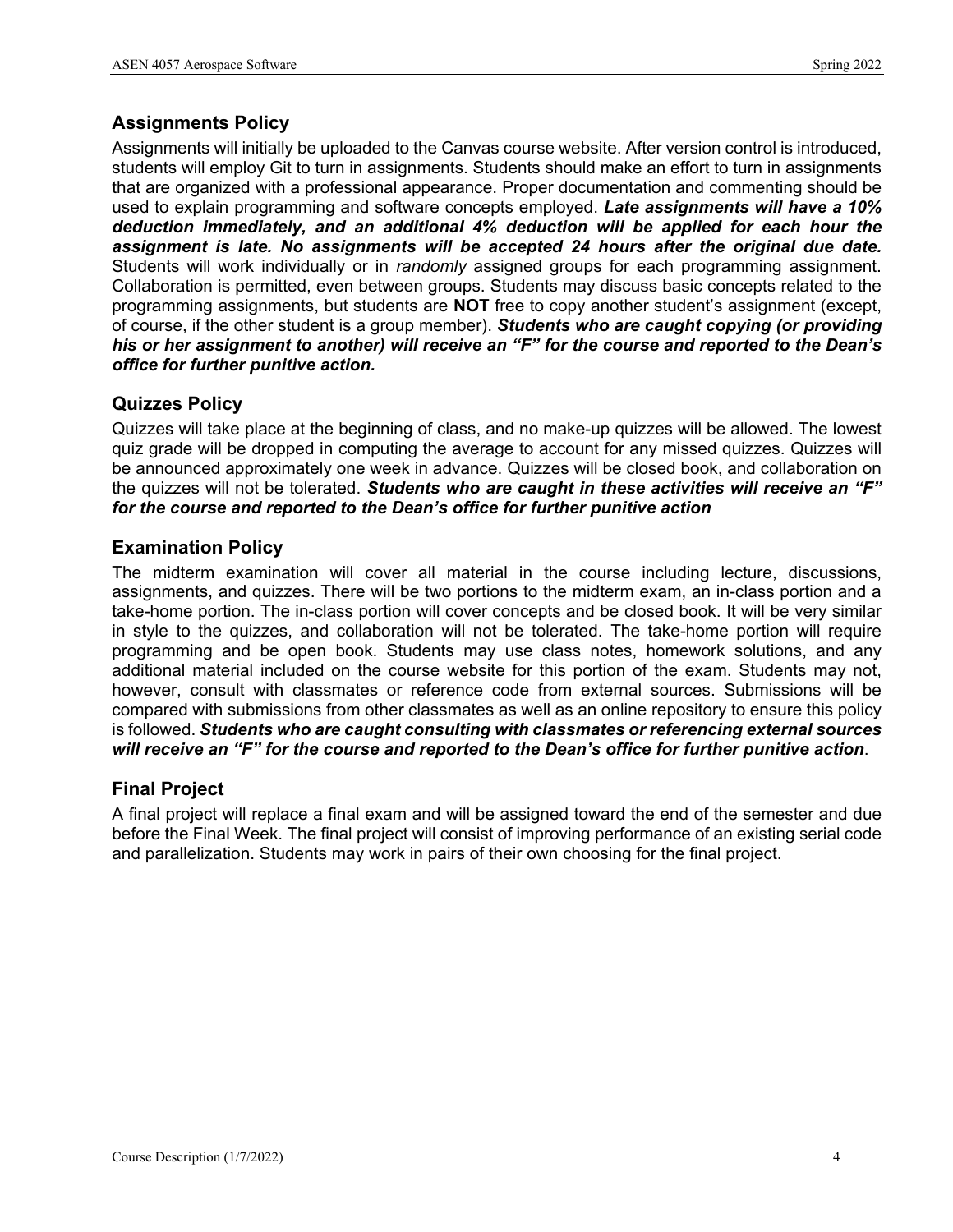## Assignments Policy

Assignments will initially be uploaded to the Canvas course website. After version control is introduced, students will employ Git to turn in assignments. Students should make an effort to turn in assignments that are organized with a professional appearance. Proper documentation and commenting should be used to explain programming and software concepts employed. ***Late assignments will have a 10% deduction immediately, and an additional 4% deduction will be applied for each hour the assignment is late. No assignments will be accepted 24 hours after the original due date.*** Students will work individually or in *randomly* assigned groups for each programming assignment. Collaboration is permitted, even between groups. Students may discuss basic concepts related to the programming assignments, but students are **NOT** free to copy another student's assignment (except, of course, if the other student is a group member). ***Students who are caught copying (or providing his or her assignment to another) will receive an "F" for the course and reported to the Dean's office for further punitive action.***

## Quizzes Policy

Quizzes will take place at the beginning of class, and no make-up quizzes will be allowed. The lowest quiz grade will be dropped in computing the average to account for any missed quizzes. Quizzes will be announced approximately one week in advance. Quizzes will be closed book, and collaboration on the quizzes will not be tolerated. ***Students who are caught in these activities will receive an "F" for the course and reported to the Dean's office for further punitive action***

## Examination Policy

The midterm examination will cover all material in the course including lecture, discussions, assignments, and quizzes. There will be two portions to the midterm exam, an in-class portion and a take-home portion. The in-class portion will cover concepts and be closed book. It will be very similar in style to the quizzes, and collaboration will not be tolerated. The take-home portion will require programming and be open book. Students may use class notes, homework solutions, and any additional material included on the course website for this portion of the exam. Students may not, however, consult with classmates or reference code from external sources. Submissions will be compared with submissions from other classmates as well as an online repository to ensure this policy is followed. ***Students who are caught consulting with classmates or referencing external sources will receive an "F" for the course and reported to the Dean's office for further punitive action***.

## Final Project

A final project will replace a final exam and will be assigned toward the end of the semester and due before the Final Week. The final project will consist of improving performance of an existing serial code and parallelization. Students may work in pairs of their own choosing for the final project.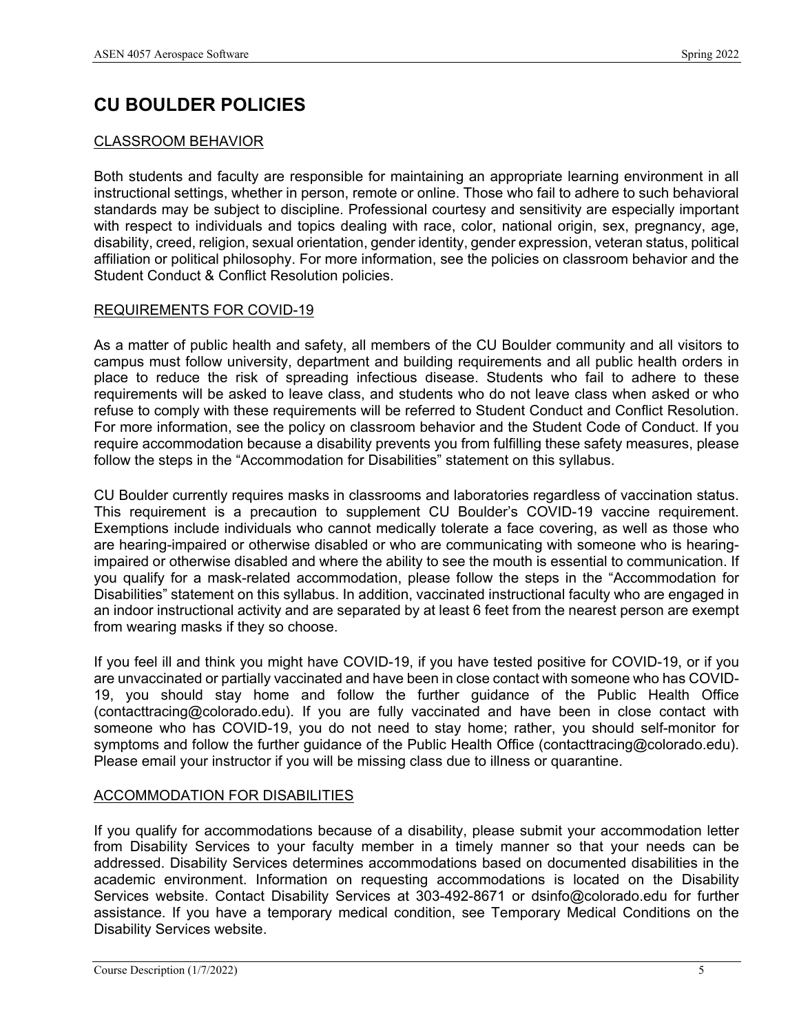# CU BOULDER POLICIES

## CLASSROOM BEHAVIOR

Both students and faculty are responsible for maintaining an appropriate learning environment in all instructional settings, whether in person, remote or online. Those who fail to adhere to such behavioral standards may be subject to discipline. Professional courtesy and sensitivity are especially important with respect to individuals and topics dealing with race, color, national origin, sex, pregnancy, age, disability, creed, religion, sexual orientation, gender identity, gender expression, veteran status, political affiliation or political philosophy. For more information, see the policies on classroom behavior and the Student Conduct & Conflict Resolution policies.

## REQUIREMENTS FOR COVID-19

As a matter of public health and safety, all members of the CU Boulder community and all visitors to campus must follow university, department and building requirements and all public health orders in place to reduce the risk of spreading infectious disease. Students who fail to adhere to these requirements will be asked to leave class, and students who do not leave class when asked or who refuse to comply with these requirements will be referred to Student Conduct and Conflict Resolution. For more information, see the policy on classroom behavior and the Student Code of Conduct. If you require accommodation because a disability prevents you from fulfilling these safety measures, please follow the steps in the "Accommodation for Disabilities" statement on this syllabus.

CU Boulder currently requires masks in classrooms and laboratories regardless of vaccination status. This requirement is a precaution to supplement CU Boulder's COVID-19 vaccine requirement. Exemptions include individuals who cannot medically tolerate a face covering, as well as those who are hearing-impaired or otherwise disabled or who are communicating with someone who is hearing-impaired or otherwise disabled and where the ability to see the mouth is essential to communication. If you qualify for a mask-related accommodation, please follow the steps in the "Accommodation for Disabilities" statement on this syllabus. In addition, vaccinated instructional faculty who are engaged in an indoor instructional activity and are separated by at least 6 feet from the nearest person are exempt from wearing masks if they so choose.

If you feel ill and think you might have COVID-19, if you have tested positive for COVID-19, or if you are unvaccinated or partially vaccinated and have been in close contact with someone who has COVID-19, you should stay home and follow the further guidance of the Public Health Office (contacttracing@colorado.edu). If you are fully vaccinated and have been in close contact with someone who has COVID-19, you do not need to stay home; rather, you should self-monitor for symptoms and follow the further guidance of the Public Health Office (contacttracing@colorado.edu). Please email your instructor if you will be missing class due to illness or quarantine.

## ACCOMMODATION FOR DISABILITIES

If you qualify for accommodations because of a disability, please submit your accommodation letter from Disability Services to your faculty member in a timely manner so that your needs can be addressed. Disability Services determines accommodations based on documented disabilities in the academic environment. Information on requesting accommodations is located on the Disability Services website. Contact Disability Services at 303-492-8671 or dsinfo@colorado.edu for further assistance. If you have a temporary medical condition, see Temporary Medical Conditions on the Disability Services website.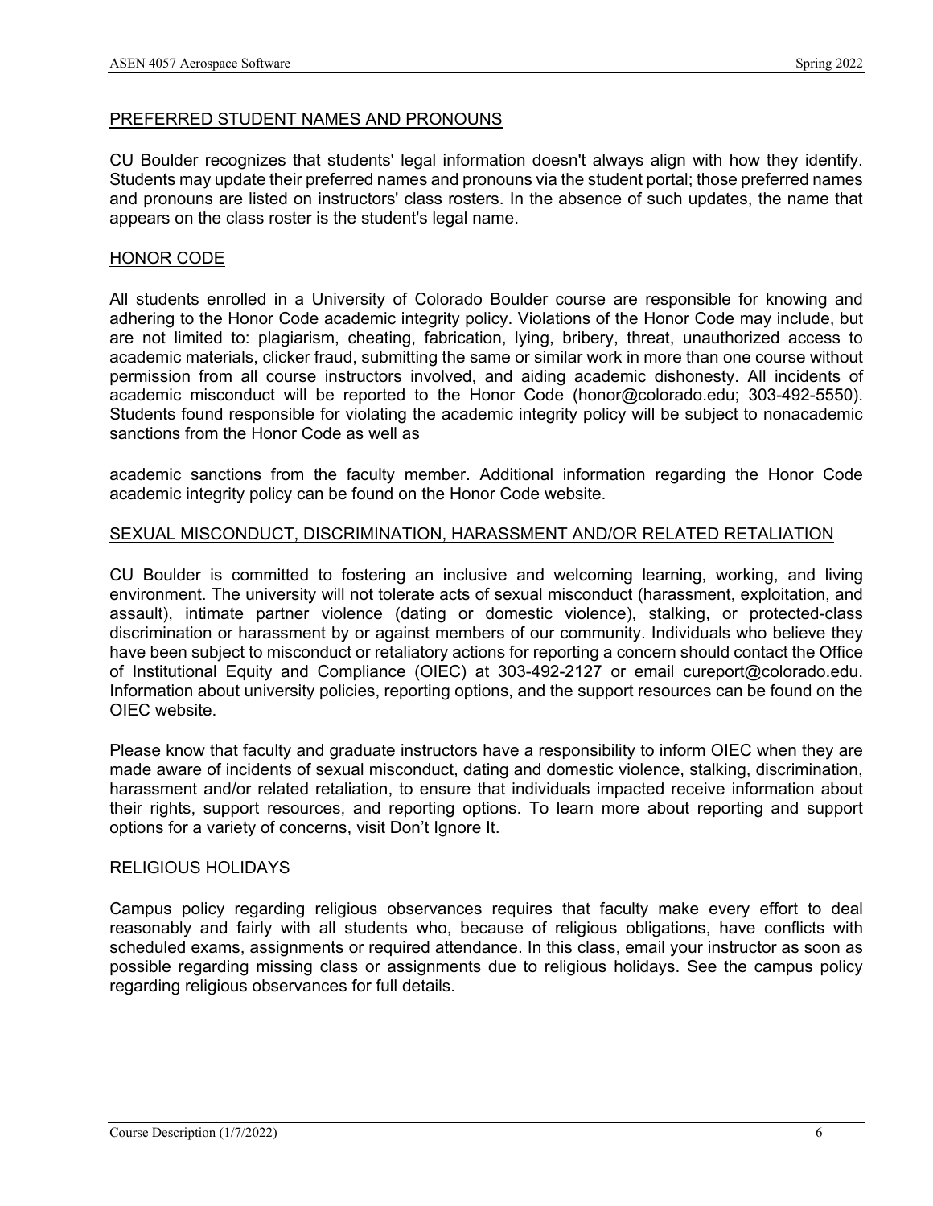## PREFERRED STUDENT NAMES AND PRONOUNS

CU Boulder recognizes that students' legal information doesn't always align with how they identify. Students may update their preferred names and pronouns via the student portal; those preferred names and pronouns are listed on instructors' class rosters. In the absence of such updates, the name that appears on the class roster is the student's legal name.

## HONOR CODE

All students enrolled in a University of Colorado Boulder course are responsible for knowing and adhering to the Honor Code academic integrity policy. Violations of the Honor Code may include, but are not limited to: plagiarism, cheating, fabrication, lying, bribery, threat, unauthorized access to academic materials, clicker fraud, submitting the same or similar work in more than one course without permission from all course instructors involved, and aiding academic dishonesty. All incidents of academic misconduct will be reported to the Honor Code (honor@colorado.edu; 303-492-5550). Students found responsible for violating the academic integrity policy will be subject to nonacademic sanctions from the Honor Code as well as

academic sanctions from the faculty member. Additional information regarding the Honor Code academic integrity policy can be found on the Honor Code website.

## SEXUAL MISCONDUCT, DISCRIMINATION, HARASSMENT AND/OR RELATED RETALIATION

CU Boulder is committed to fostering an inclusive and welcoming learning, working, and living environment. The university will not tolerate acts of sexual misconduct (harassment, exploitation, and assault), intimate partner violence (dating or domestic violence), stalking, or protected-class discrimination or harassment by or against members of our community. Individuals who believe they have been subject to misconduct or retaliatory actions for reporting a concern should contact the Office of Institutional Equity and Compliance (OIEC) at 303-492-2127 or email cureport@colorado.edu. Information about university policies, reporting options, and the support resources can be found on the OIEC website.

Please know that faculty and graduate instructors have a responsibility to inform OIEC when they are made aware of incidents of sexual misconduct, dating and domestic violence, stalking, discrimination, harassment and/or related retaliation, to ensure that individuals impacted receive information about their rights, support resources, and reporting options. To learn more about reporting and support options for a variety of concerns, visit Don't Ignore It.

## RELIGIOUS HOLIDAYS

Campus policy regarding religious observances requires that faculty make every effort to deal reasonably and fairly with all students who, because of religious obligations, have conflicts with scheduled exams, assignments or required attendance. In this class, email your instructor as soon as possible regarding missing class or assignments due to religious holidays. See the campus policy regarding religious observances for full details.